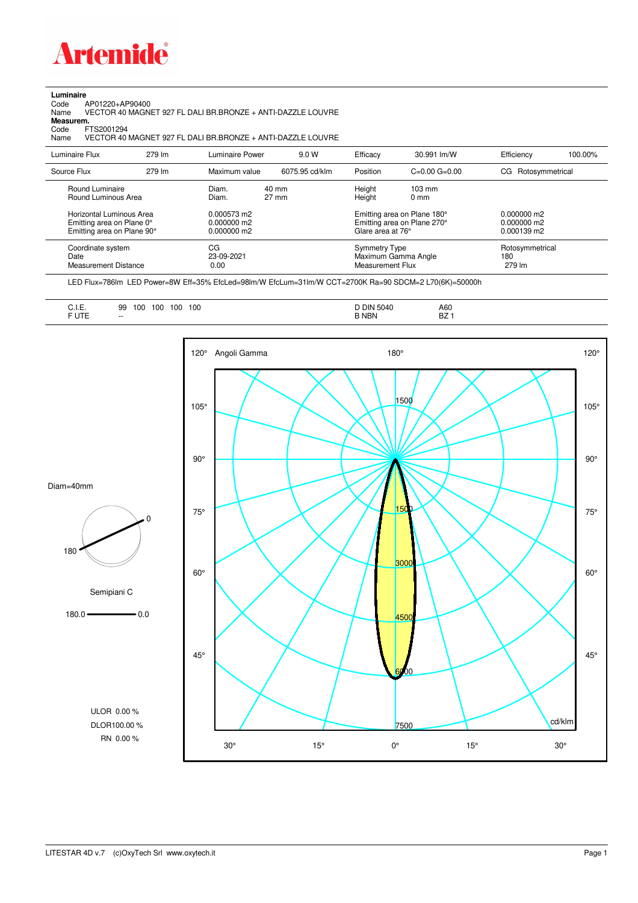# Artemide

**Luminaire**

Code AP01220+AP90400

Name VECTOR 40 MAGNET 927 FL DALI BR.BRONZE + ANTI-DAZZLE LOUVRE

**Measurem.**

Code FTS2001294

Name VECTOR 40 MAGNET 927 FL DALI BR.BRONZE + ANTI-DAZZLE LOUVRE

| Luminaire Flux | 279 lm | Luminaire Power | 9.0 W | Efficacy | 30.991 lm/W | Efficiency | 100.00% |
|---|---|---|---|---|---|---|---|
| Source Flux | 279 lm | Maximum value | 6075.95 cd/klm | Position | C=0.00 G=0.00 | CG | Rotosymmetrical |

| | | | | |
|---|---|---|---|---|
| Round Luminaire | Diam. 40 mm | Height 103 mm | | |
| Round Luminous Area | Diam. 27 mm | Height 0 mm | | |
| Horizontal Luminous Area | 0.000573 m2 | Emitting area on Plane 180° | 0.000000 m2 | |
| Emitting area on Plane 0° | 0.000000 m2 | Emitting area on Plane 270° | 0.000000 m2 | |
| Emitting area on Plane 90° | 0.000000 m2 | Glare area at 76° | 0.000139 m2 | |

| | | | |
|---|---|---|---|
| Coordinate system | CG | Symmetry Type | Rotosymmetrical |
| Date | 23-09-2021 | Maximum Gamma Angle | 180 |
| Measurement Distance | 0.00 | Measurement Flux | 279 lm |

LED Flux=786lm LED Power=8W Eff=35% EfcLed=98lm/W EfcLum=31lm/W CCT=2700K Ra=90 SDCM=2 L70(6K)=50000h

| | | | |
|---|---|---|---|
| C.I.E. | 99 100 100 100 100 | D DIN 5040 | A60 |
| F UTE | -- | B NBN | BZ 1 |

Diam=40mm

Semipiani C

180.0 — 0.0

Angoli Gamma

cd/klm

ULOR 0.00 %

DLOR100.00 %

RN 0.00 %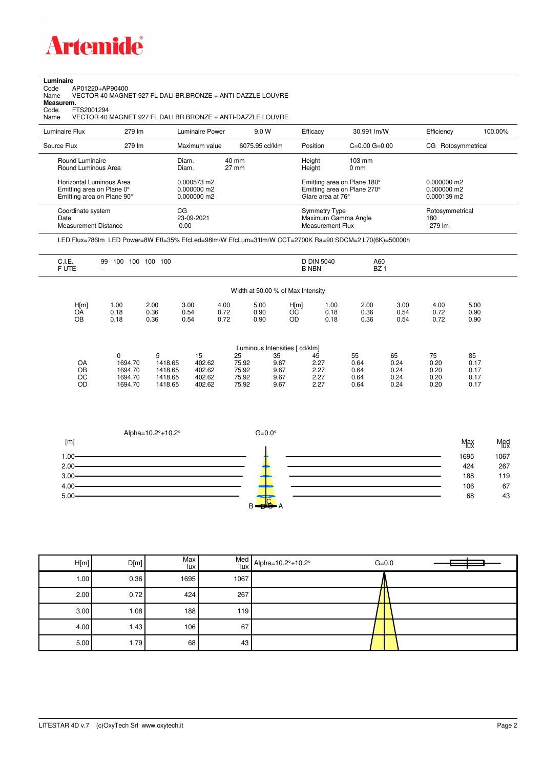**Artemide**

**Luminaire**

Code AP01220+AP90400

Name VECTOR 40 MAGNET 927 FL DALI BR.BRONZE + ANTI-DAZZLE LOUVRE

**Measurem.**

Code FTS2001294

Name VECTOR 40 MAGNET 927 FL DALI BR.BRONZE + ANTI-DAZZLE LOUVRE

| | | | | | | | |
|---|---|---|---|---|---|---|---|
| Luminaire Flux | 279 lm | Luminaire Power | 9.0 W | Efficacy | 30.991 lm/W | Efficiency | 100.00% |
| Source Flux | 279 lm | Maximum value | 6075.95 cd/klm | Position | C=0.00 G=0.00 | CG | Rotosymmetrical |

| | | | | | |
|---|---|---|---|---|---|
| Round Luminaire | Diam. | 40 mm | Height | 103 mm | |
| Round Luminous Area | Diam. | 27 mm | Height | 0 mm | |
| Horizontal Luminous Area | 0.000573 m2 | | Emitting area on Plane 180° | | 0.000000 m2 |
| Emitting area on Plane 0° | 0.000000 m2 | | Emitting area on Plane 270° | | 0.000000 m2 |
| Emitting area on Plane 90° | 0.000000 m2 | | Glare area at 76° | | 0.000139 m2 |

| | | | |
|---|---|---|---|
| Coordinate system | CG | Symmetry Type | Rotosymmetrical |
| Date | 23-09-2021 | Maximum Gamma Angle | 180 |
| Measurement Distance | 0.00 | Measurement Flux | 279 lm |

LED Flux=786lm LED Power=8W Eff=35% EfcLed=98lm/W EfcLum=31lm/W CCT=2700K Ra=90 SDCM=2 L70(6K)=50000h

| | | | |
|---|---|---|---|
| C.I.E. | 99 100 100 100 100 | D DIN 5040 | A60 |
| F UTE | -- | B NBN | BZ 1 |

Width at 50.00 % of Max Intensity

| H[m] | 1.00 | 2.00 | 3.00 | 4.00 | 5.00 | H[m] | 1.00 | 2.00 | 3.00 | 4.00 | 5.00 |
|---|---|---|---|---|---|---|---|---|---|---|---|
| OA | 0.18 | 0.36 | 0.54 | 0.72 | 0.90 | OC | 0.18 | 0.36 | 0.54 | 0.72 | 0.90 |
| OB | 0.18 | 0.36 | 0.54 | 0.72 | 0.90 | OD | 0.18 | 0.36 | 0.54 | 0.72 | 0.90 |

Luminous Intensities [ cd/klm]

| | 0 | 5 | 15 | 25 | 35 | 45 | 55 | 65 | 75 | 85 |
|---|---|---|---|---|---|---|---|---|---|---|
| OA | 1694.70 | 1418.65 | 402.62 | 75.92 | 9.67 | 2.27 | 0.64 | 0.24 | 0.20 | 0.17 |
| OB | 1694.70 | 1418.65 | 402.62 | 75.92 | 9.67 | 2.27 | 0.64 | 0.24 | 0.20 | 0.17 |
| OC | 1694.70 | 1418.65 | 402.62 | 75.92 | 9.67 | 2.27 | 0.64 | 0.24 | 0.20 | 0.17 |
| OD | 1694.70 | 1418.65 | 402.62 | 75.92 | 9.67 | 2.27 | 0.64 | 0.24 | 0.20 | 0.17 |

Alpha=10.2°+10.2°

G=0.0°

[m]

Max lux

Med lux

1.00 1695 1067

2.00 424 267

3.00 188 119

4.00 106 67

5.00 68 43

B D C A

| H[m] | D[m] | Max lux | Med lux | Alpha=10.2°+10.2° G=0.0 |
|---|---|---|---|---|
| 1.00 | 0.36 | 1695 | 1067 | |
| 2.00 | 0.72 | 424 | 267 | |
| 3.00 | 1.08 | 188 | 119 | |
| 4.00 | 1.43 | 106 | 67 | |
| 5.00 | 1.79 | 68 | 43 | |

LITESTAR 4D v.7 (c)OxyTech Srl www.oxytech.it